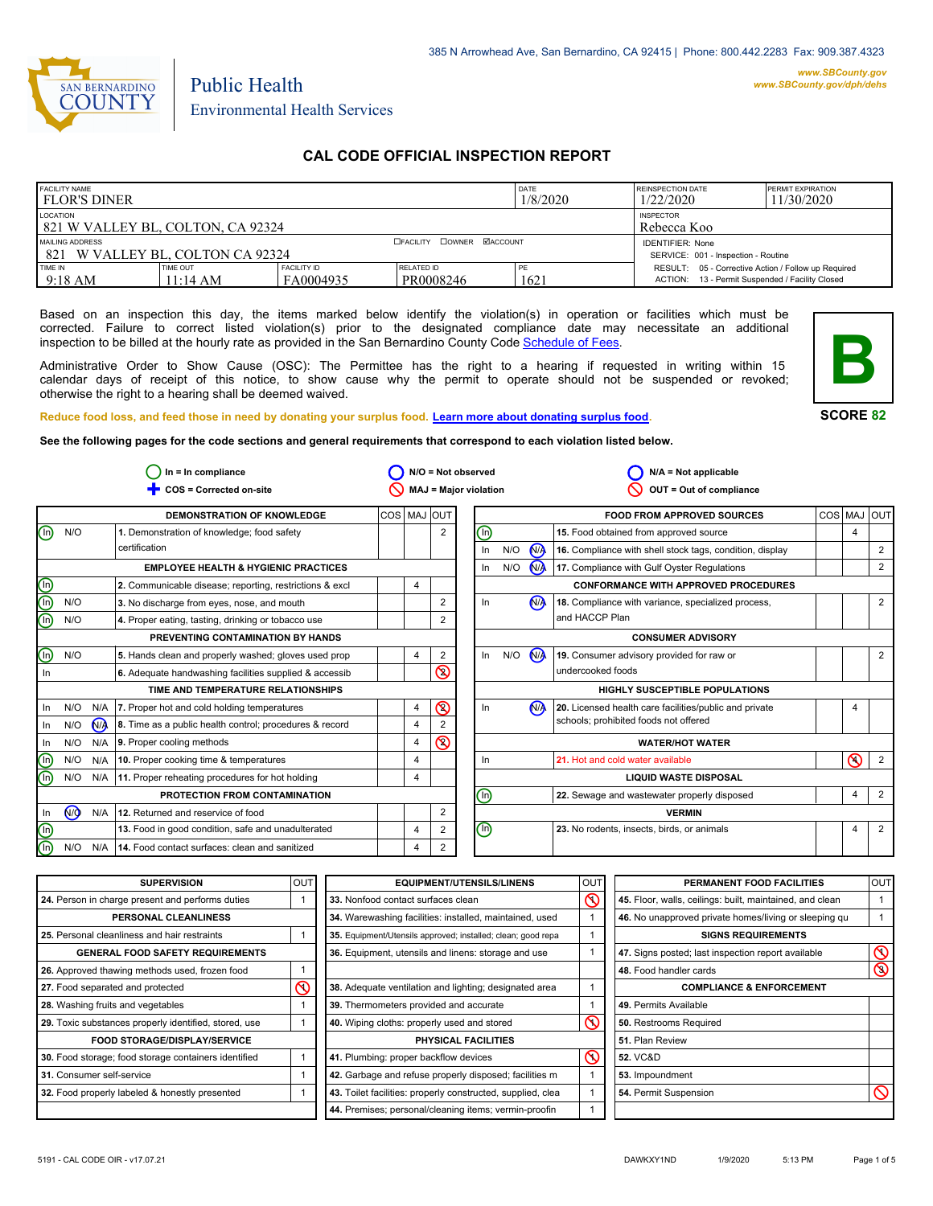385 N Arrowhead Ave, San Bernardino, CA 92415 | Phone: 800.442.2283 Fax: 909.387.4323

www.SBCounty.gov
www.SBCounty.gov/dph/dehs

SAN BERNARDINO COUNTY

Public Health
Environmental Health Services

# CAL CODE OFFICIAL INSPECTION REPORT

| FACILITY NAME | DATE | REINSPECTION DATE | PERMIT EXPIRATION |
|---|---|---|---|
| FLOR'S DINER | 1/8/2020 | 1/22/2020 | 11/30/2020 |

| LOCATION | INSPECTOR |
|---|---|
| 821 W VALLEY BL, COLTON, CA 92324 | Rebecca Koo |

| MAILING ADDRESS | ☐FACILITY ☐OWNER ☑ACCOUNT | IDENTIFIER: None |
|---|---|---|
| 821 W VALLEY BL, COLTON CA 92324 | | SERVICE: 001 - Inspection - Routine |

| TIME IN | TIME OUT | FACILITY ID | RELATED ID | PE | |
|---|---|---|---|---|---|
| 9:18 AM | 11:14 AM | FA0004935 | PR0008246 | 1621 | RESULT: 05 - Corrective Action / Follow up Required; ACTION: 13 - Permit Suspended / Facility Closed |

Based on an inspection this day, the items marked below identify the violation(s) in operation or facilities which must be corrected. Failure to correct listed violation(s) prior to the designated compliance date may necessitate an additional inspection to be billed at the hourly rate as provided in the San Bernardino County Code Schedule of Fees.

Administrative Order to Show Cause (OSC): The Permittee has the right to a hearing if requested in writing within 15 calendar days of receipt of this notice, to show cause why the permit to operate should not be suspended or revoked; otherwise the right to a hearing shall be deemed waived.

**B**

**SCORE 82**

Reduce food loss, and feed those in need by donating your surplus food. Learn more about donating surplus food.

**See the following pages for the code sections and general requirements that correspond to each violation listed below.**

In = In compliance | N/O = Not observed | N/A = Not applicable
COS = Corrected on-site | MAJ = Major violation | OUT = Out of compliance

| | | | DEMONSTRATION OF KNOWLEDGE | COS | MAJ | OUT |
|---|---|---|---|---|---|---|
| (In) | N/O | | 1. Demonstration of knowledge; food safety certification | | | 2 |
| | | | **EMPLOYEE HEALTH & HYGIENIC PRACTICES** | | | |
| (In) | | | 2. Communicable disease; reporting, restrictions & excl | | 4 | |
| (In) | N/O | | 3. No discharge from eyes, nose, and mouth | | | 2 |
| (In) | N/O | | 4. Proper eating, tasting, drinking or tobacco use | | | 2 |
| | | | **PREVENTING CONTAMINATION BY HANDS** | | | |
| (In) | N/O | | 5. Hands clean and properly washed; gloves used prop | | 4 | 2 |
| In | | | 6. Adequate handwashing facilities supplied & accessib | | | ⊘ 2 |
| | | | **TIME AND TEMPERATURE RELATIONSHIPS** | | | |
| In | N/O | N/A | 7. Proper hot and cold holding temperatures | | 4 | ⊘ 2 |
| In | N/O | (N/A) | 8. Time as a public health control; procedures & record | | 4 | 2 |
| In | N/O | N/A | 9. Proper cooling methods | | 4 | ⊘ 2 |
| (In) | N/O | N/A | 10. Proper cooking time & temperatures | | 4 | |
| (In) | N/O | N/A | 11. Proper reheating procedures for hot holding | | 4 | |
| | | | **PROTECTION FROM CONTAMINATION** | | | |
| In | (N/O) | N/A | 12. Returned and reservice of food | | | 2 |
| (In) | | | 13. Food in good condition, safe and unadulterated | | 4 | 2 |
| (In) | N/O | N/A | 14. Food contact surfaces: clean and sanitized | | 4 | 2 |

| | | | FOOD FROM APPROVED SOURCES | COS | MAJ | OUT |
|---|---|---|---|---|---|---|
| (In) | | | 15. Food obtained from approved source | | 4 | |
| In | N/O | (N/A) | 16. Compliance with shell stock tags, condition, display | | | 2 |
| In | N/O | (N/A) | 17. Compliance with Gulf Oyster Regulations | | | 2 |
| | | | **CONFORMANCE WITH APPROVED PROCEDURES** | | | |
| In | | (N/A) | 18. Compliance with variance, specialized process, and HACCP Plan | | | 2 |
| | | | **CONSUMER ADVISORY** | | | |
| In | N/O | (N/A) | 19. Consumer advisory provided for raw or undercooked foods | | | 2 |
| | | | **HIGHLY SUSCEPTIBLE POPULATIONS** | | | |
| In | | (N/A) | 20. Licensed health care facilities/public and private schools; prohibited foods not offered | | 4 | |
| | | | **WATER/HOT WATER** | | | |
| In | | | 21. Hot and cold water available | | ⊘ 4 | 2 |
| | | | **LIQUID WASTE DISPOSAL** | | | |
| (In) | | | 22. Sewage and wastewater properly disposed | | 4 | 2 |
| | | | **VERMIN** | | | |
| (In) | | | 23. No rodents, insects, birds, or animals | | 4 | 2 |

| SUPERVISION | OUT |
|---|---|
| 24. Person in charge present and performs duties | 1 |
| **PERSONAL CLEANLINESS** | |
| 25. Personal cleanliness and hair restraints | 1 |
| **GENERAL FOOD SAFETY REQUIREMENTS** | |
| 26. Approved thawing methods used, frozen food | 1 |
| 27. Food separated and protected | ⊘ 1 |
| 28. Washing fruits and vegetables | 1 |
| 29. Toxic substances properly identified, stored, use | 1 |
| **FOOD STORAGE/DISPLAY/SERVICE** | |
| 30. Food storage; food storage containers identified | 1 |
| 31. Consumer self-service | 1 |
| 32. Food properly labeled & honestly presented | 1 |

| EQUIPMENT/UTENSILS/LINENS | OUT |
|---|---|
| 33. Nonfood contact surfaces clean | ⊘ 1 |
| 34. Warewashing facilities: installed, maintained, used | 1 |
| 35. Equipment/Utensils approved; installed; clean; good repa | 1 |
| 36. Equipment, utensils and linens: storage and use | 1 |
| 38. Adequate ventilation and lighting; designated area | 1 |
| 39. Thermometers provided and accurate | 1 |
| 40. Wiping cloths: properly used and stored | ⊘ 1 |
| **PHYSICAL FACILITIES** | |
| 41. Plumbing: proper backflow devices | ⊘ 1 |
| 42. Garbage and refuse properly disposed; facilities m | 1 |
| 43. Toilet facilities: properly constructed, supplied, clea | 1 |
| 44. Premises; personal/cleaning items; vermin-proofin | 1 |

| PERMANENT FOOD FACILITIES | OUT |
|---|---|
| 45. Floor, walls, ceilings: built, maintained, and clean | 1 |
| 46. No unapproved private homes/living or sleeping qu | 1 |
| **SIGNS REQUIREMENTS** | |
| 47. Signs posted; last inspection report available | ⊘ 1 |
| 48. Food handler cards | ⊘ 3 |
| **COMPLIANCE & ENFORCEMENT** | |
| 49. Permits Available | |
| 50. Restrooms Required | |
| 51. Plan Review | |
| 52. VC&D | |
| 53. Impoundment | |
| 54. Permit Suspension | ⊘ |

5191 - CAL CODE OIR - v17.07.21 DAWKXY1ND 1/9/2020 5:13 PM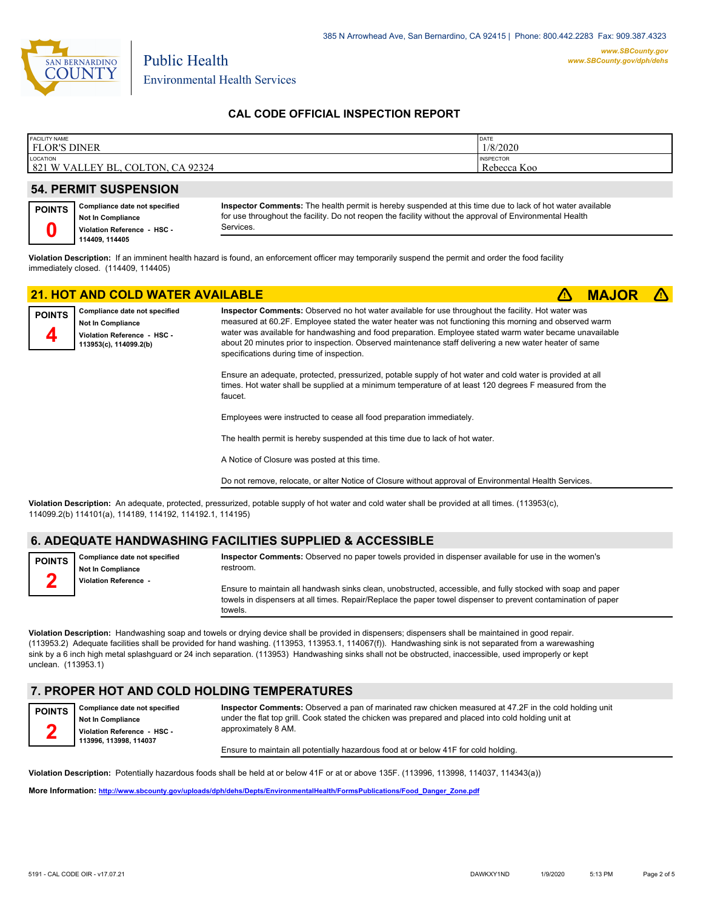385 N Arrowhead Ave, San Bernardino, CA 92415 | Phone: 800.442.2283 Fax: 909.387.4323

**www.SBCounty.gov**
**www.SBCounty.gov/dph/dehs**

SAN BERNARDINO COUNTY

Public Health
Environmental Health Services

## CAL CODE OFFICIAL INSPECTION REPORT

| FACILITY NAME<br>FLOR'S DINER | DATE<br>1/8/2020 |
|---|---|
| LOCATION<br>821 W VALLEY BL, COLTON, CA 92324 | INSPECTOR<br>Rebecca Koo |

### 54. PERMIT SUSPENSION

**POINTS** 0

**Compliance date not specified**
**Not In Compliance**
**Violation Reference - HSC - 114409, 114405**

**Inspector Comments:** The health permit is hereby suspended at this time due to lack of hot water available for use throughout the facility. Do not reopen the facility without the approval of Environmental Health Services.

**Violation Description:** If an imminent health hazard is found, an enforcement officer may temporarily suspend the permit and order the food facility immediately closed. (114409, 114405)

### 21. HOT AND COLD WATER AVAILABLE — ⚠ MAJOR ⚠

**POINTS** 4

**Compliance date not specified**
**Not In Compliance**
**Violation Reference - HSC - 113953(c), 114099.2(b)**

**Inspector Comments:** Observed no hot water available for use throughout the facility. Hot water was measured at 60.2F. Employee stated the water heater was not functioning this morning and observed warm water was available for handwashing and food preparation. Employee stated warm water became unavailable about 20 minutes prior to inspection. Observed maintenance staff delivering a new water heater of same specifications during time of inspection.

Ensure an adequate, protected, pressurized, potable supply of hot water and cold water is provided at all times. Hot water shall be supplied at a minimum temperature of at least 120 degrees F measured from the faucet.

Employees were instructed to cease all food preparation immediately.

The health permit is hereby suspended at this time due to lack of hot water.

A Notice of Closure was posted at this time.

Do not remove, relocate, or alter Notice of Closure without approval of Environmental Health Services.

**Violation Description:** An adequate, protected, pressurized, potable supply of hot water and cold water shall be provided at all times. (113953(c), 114099.2(b) 114101(a), 114189, 114192, 114192.1, 114195)

### 6. ADEQUATE HANDWASHING FACILITIES SUPPLIED & ACCESSIBLE

**POINTS** 2

**Compliance date not specified**
**Not In Compliance**
**Violation Reference -**

**Inspector Comments:** Observed no paper towels provided in dispenser available for use in the women's restroom.

Ensure to maintain all handwash sinks clean, unobstructed, accessible, and fully stocked with soap and paper towels in dispensers at all times. Repair/Replace the paper towel dispenser to prevent contamination of paper towels.

**Violation Description:** Handwashing soap and towels or drying device shall be provided in dispensers; dispensers shall be maintained in good repair. (113953.2) Adequate facilities shall be provided for hand washing. (113953, 113953.1, 114067(f)). Handwashing sink is not separated from a warewashing sink by a 6 inch high metal splashguard or 24 inch separation. (113953) Handwashing sinks shall not be obstructed, inaccessible, used improperly or kept unclean. (113953.1)

### 7. PROPER HOT AND COLD HOLDING TEMPERATURES

**POINTS** 2

**Compliance date not specified**
**Not In Compliance**
**Violation Reference - HSC - 113996, 113998, 114037**

**Inspector Comments:** Observed a pan of marinated raw chicken measured at 47.2F in the cold holding unit under the flat top grill. Cook stated the chicken was prepared and placed into cold holding unit at approximately 8 AM.

Ensure to maintain all potentially hazardous food at or below 41F for cold holding.

**Violation Description:** Potentially hazardous foods shall be held at or below 41F or at or above 135F. (113996, 113998, 114037, 114343(a))

**More Information:** http://www.sbcounty.gov/uploads/dph/dehs/Depts/EnvironmentalHealth/FormsPublications/Food_Danger_Zone.pdf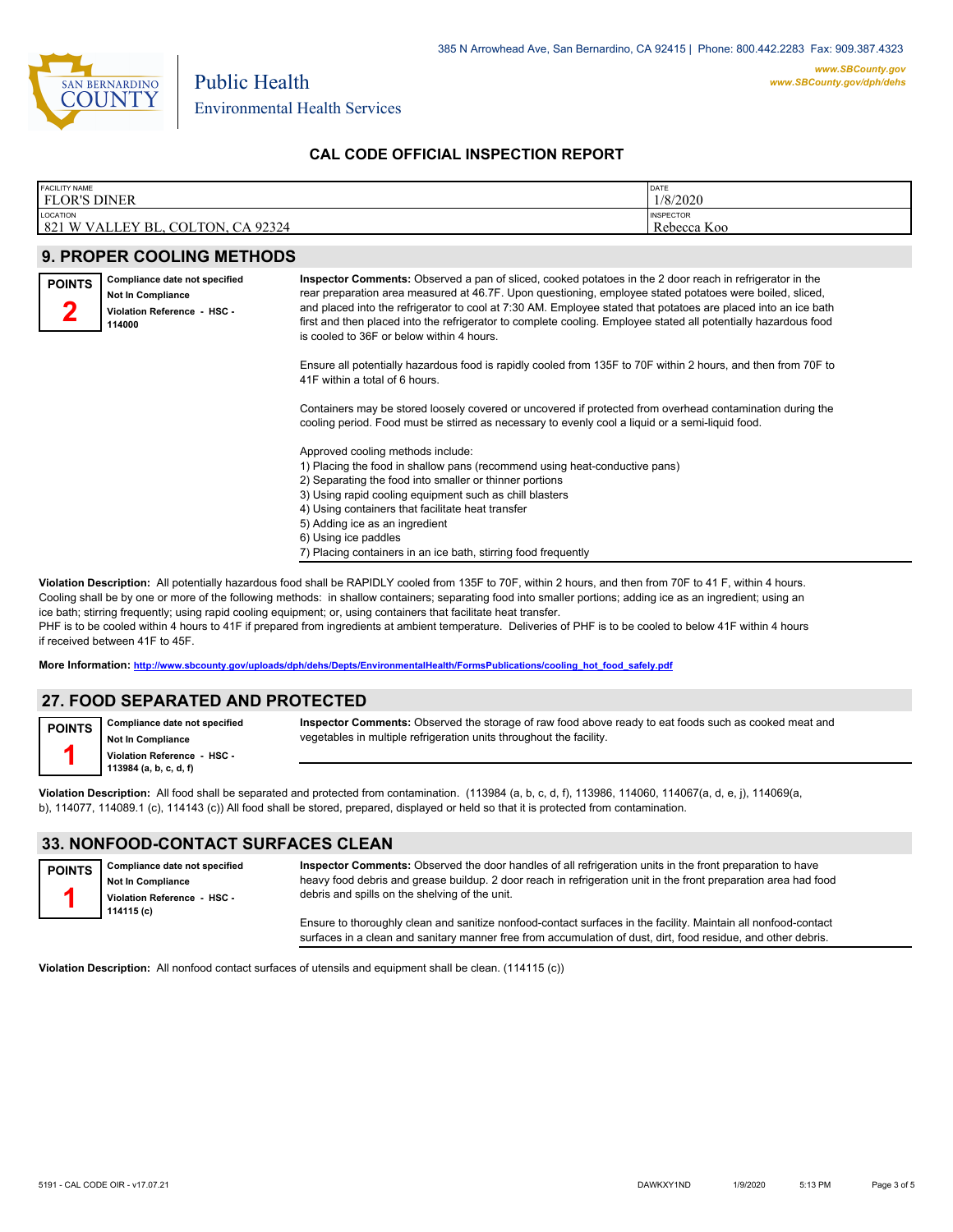385 N Arrowhead Ave, San Bernardino, CA 92415 | Phone: 800.442.2283 Fax: 909.387.4323

www.SBCounty.gov
www.SBCounty.gov/dph/dehs

Public Health
Environmental Health Services

# CAL CODE OFFICIAL INSPECTION REPORT

| FACILITY NAME | DATE |
|---|---|
| FLOR'S DINER | 1/8/2020 |
| **LOCATION** | **INSPECTOR** |
| 821 W VALLEY BL, COLTON, CA 92324 | Rebecca Koo |

## 9. PROPER COOLING METHODS

**POINTS 2**

**Compliance date not specified**
**Not In Compliance**
**Violation Reference - HSC - 114000**

**Inspector Comments:** Observed a pan of sliced, cooked potatoes in the 2 door reach in refrigerator in the rear preparation area measured at 46.7F. Upon questioning, employee stated potatoes were boiled, sliced, and placed into the refrigerator to cool at 7:30 AM. Employee stated that potatoes are placed into an ice bath first and then placed into the refrigerator to complete cooling. Employee stated all potentially hazardous food is cooled to 36F or below within 4 hours.

Ensure all potentially hazardous food is rapidly cooled from 135F to 70F within 2 hours, and then from 70F to 41F within a total of 6 hours.

Containers may be stored loosely covered or uncovered if protected from overhead contamination during the cooling period. Food must be stirred as necessary to evenly cool a liquid or a semi-liquid food.

Approved cooling methods include:
1) Placing the food in shallow pans (recommend using heat-conductive pans)
2) Separating the food into smaller or thinner portions
3) Using rapid cooling equipment such as chill blasters
4) Using containers that facilitate heat transfer
5) Adding ice as an ingredient
6) Using ice paddles
7) Placing containers in an ice bath, stirring food frequently

**Violation Description:** All potentially hazardous food shall be RAPIDLY cooled from 135F to 70F, within 2 hours, and then from 70F to 41 F, within 4 hours. Cooling shall be by one or more of the following methods: in shallow containers; separating food into smaller portions; adding ice as an ingredient; using an ice bath; stirring frequently; using rapid cooling equipment; or, using containers that facilitate heat transfer.
PHF is to be cooled within 4 hours to 41F if prepared from ingredients at ambient temperature. Deliveries of PHF is to be cooled to below 41F within 4 hours if received between 41F to 45F.

**More Information:** http://www.sbcounty.gov/uploads/dph/dehs/Depts/EnvironmentalHealth/FormsPublications/cooling_hot_food_safely.pdf

## 27. FOOD SEPARATED AND PROTECTED

**POINTS 1**

**Compliance date not specified**
**Not In Compliance**
**Violation Reference - HSC - 113984 (a, b, c, d, f)**

**Inspector Comments:** Observed the storage of raw food above ready to eat foods such as cooked meat and vegetables in multiple refrigeration units throughout the facility.

**Violation Description:** All food shall be separated and protected from contamination. (113984 (a, b, c, d, f), 113986, 114060, 114067(a, d, e, j), 114069(a, b), 114077, 114089.1 (c), 114143 (c)) All food shall be stored, prepared, displayed or held so that it is protected from contamination.

## 33. NONFOOD-CONTACT SURFACES CLEAN

**POINTS 1**

**Compliance date not specified**
**Not In Compliance**
**Violation Reference - HSC - 114115 (c)**

**Inspector Comments:** Observed the door handles of all refrigeration units in the front preparation to have heavy food debris and grease buildup. 2 door reach in refrigeration unit in the front preparation area had food debris and spills on the shelving of the unit.

Ensure to thoroughly clean and sanitize nonfood-contact surfaces in the facility. Maintain all nonfood-contact surfaces in a clean and sanitary manner free from accumulation of dust, dirt, food residue, and other debris.

**Violation Description:** All nonfood contact surfaces of utensils and equipment shall be clean. (114115 (c))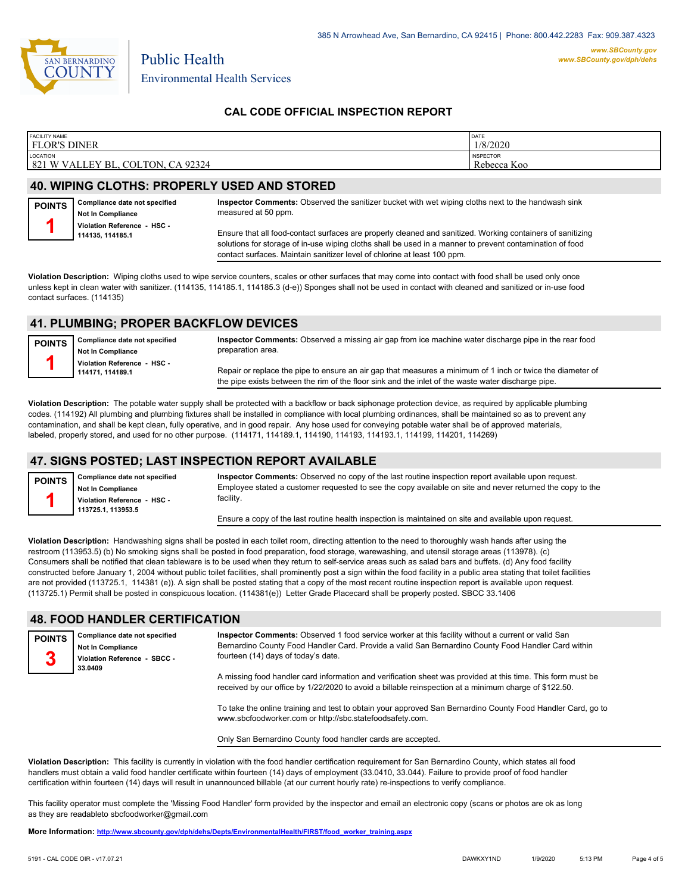385 N Arrowhead Ave, San Bernardino, CA 92415 | Phone: 800.442.2283 Fax: 909.387.4323

www.SBCounty.gov
www.SBCounty.gov/dph/dehs

SAN BERNARDINO COUNTY

Public Health
Environmental Health Services

## CAL CODE OFFICIAL INSPECTION REPORT

| FACILITY NAME | DATE |
|---|---|
| FLOR'S DINER | 1/8/2020 |
| **LOCATION** | **INSPECTOR** |
| 821 W VALLEY BL, COLTON, CA 92324 | Rebecca Koo |

## 40. WIPING CLOTHS: PROPERLY USED AND STORED

**POINTS 1**

**Compliance date not specified**
**Not In Compliance**
**Violation Reference - HSC - 114135, 114185.1**

**Inspector Comments:** Observed the sanitizer bucket with wet wiping cloths next to the handwash sink measured at 50 ppm.

Ensure that all food-contact surfaces are properly cleaned and sanitized. Working containers of sanitizing solutions for storage of in-use wiping cloths shall be used in a manner to prevent contamination of food contact surfaces. Maintain sanitizer level of chlorine at least 100 ppm.

**Violation Description:** Wiping cloths used to wipe service counters, scales or other surfaces that may come into contact with food shall be used only once unless kept in clean water with sanitizer. (114135, 114185.1, 114185.3 (d-e)) Sponges shall not be used in contact with cleaned and sanitized or in-use food contact surfaces. (114135)

## 41. PLUMBING; PROPER BACKFLOW DEVICES

**POINTS 1**

**Compliance date not specified**
**Not In Compliance**
**Violation Reference - HSC - 114171, 114189.1**

**Inspector Comments:** Observed a missing air gap from ice machine water discharge pipe in the rear food preparation area.

Repair or replace the pipe to ensure an air gap that measures a minimum of 1 inch or twice the diameter of the pipe exists between the rim of the floor sink and the inlet of the waste water discharge pipe.

**Violation Description:** The potable water supply shall be protected with a backflow or back siphonage protection device, as required by applicable plumbing codes. (114192) All plumbing and plumbing fixtures shall be installed in compliance with local plumbing ordinances, shall be maintained so as to prevent any contamination, and shall be kept clean, fully operative, and in good repair. Any hose used for conveying potable water shall be of approved materials, labeled, properly stored, and used for no other purpose. (114171, 114189.1, 114190, 114193, 114193.1, 114199, 114201, 114269)

## 47. SIGNS POSTED; LAST INSPECTION REPORT AVAILABLE

**POINTS 1**

**Compliance date not specified**
**Not In Compliance**
**Violation Reference - HSC - 113725.1, 113953.5**

**Inspector Comments:** Observed no copy of the last routine inspection report available upon request. Employee stated a customer requested to see the copy available on site and never returned the copy to the facility.

Ensure a copy of the last routine health inspection is maintained on site and available upon request.

**Violation Description:** Handwashing signs shall be posted in each toilet room, directing attention to the need to thoroughly wash hands after using the restroom (113953.5) (b) No smoking signs shall be posted in food preparation, food storage, warewashing, and utensil storage areas (113978). (c) Consumers shall be notified that clean tableware is to be used when they return to self-service areas such as salad bars and buffets. (d) Any food facility constructed before January 1, 2004 without public toilet facilities, shall prominently post a sign within the food facility in a public area stating that toilet facilities are not provided (113725.1, 114381 (e)). A sign shall be posted stating that a copy of the most recent routine inspection report is available upon request. (113725.1) Permit shall be posted in conspicuous location. (114381(e)) Letter Grade Placecard shall be properly posted. SBCC 33.1406

## 48. FOOD HANDLER CERTIFICATION

**POINTS 3**

**Compliance date not specified**
**Not In Compliance**
**Violation Reference - SBCC - 33.0409**

**Inspector Comments:** Observed 1 food service worker at this facility without a current or valid San Bernardino County Food Handler Card. Provide a valid San Bernardino County Food Handler Card within fourteen (14) days of today's date.

A missing food handler card information and verification sheet was provided at this time. This form must be received by our office by 1/22/2020 to avoid a billable reinspection at a minimum charge of $122.50.

To take the online training and test to obtain your approved San Bernardino County Food Handler Card, go to www.sbcfoodworker.com or http://sbc.statefoodsafety.com.

Only San Bernardino County food handler cards are accepted.

**Violation Description:** This facility is currently in violation with the food handler certification requirement for San Bernardino County, which states all food handlers must obtain a valid food handler certificate within fourteen (14) days of employment (33.0410, 33.044). Failure to provide proof of food handler certification within fourteen (14) days will result in unannounced billable (at our current hourly rate) re-inspections to verify compliance.

This facility operator must complete the 'Missing Food Handler' form provided by the inspector and email an electronic copy (scans or photos are ok as long as they are readableto sbcfoodworker@gmail.com

**More Information:** http://www.sbcounty.gov/dph/dehs/Depts/EnvironmentalHealth/FIRST/food_worker_training.aspx

5191 - CAL CODE OIR - v17.07.21 DAWKXY1ND 1/9/2020 5:13 PM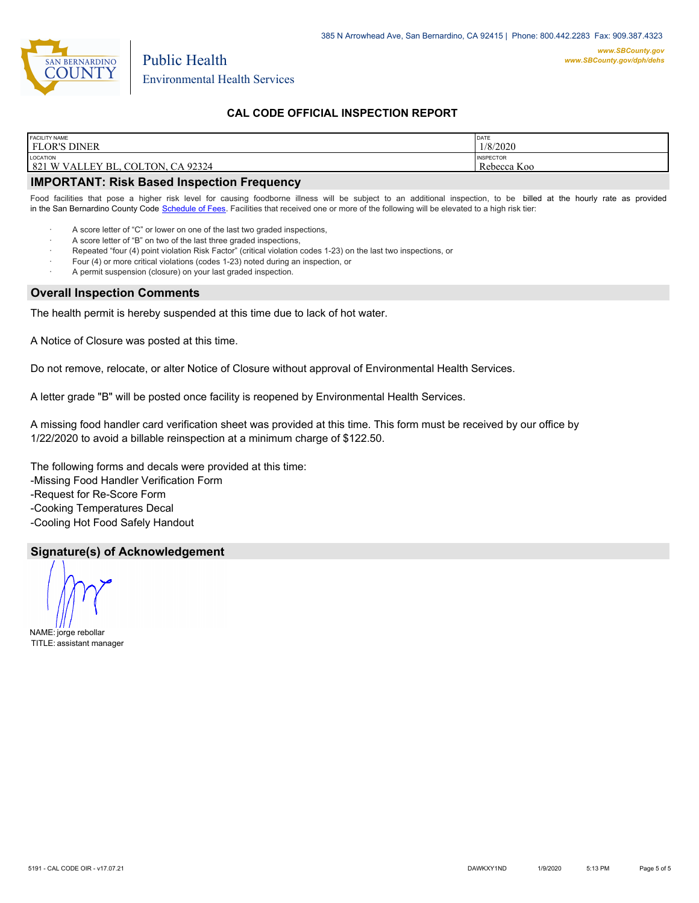385 N Arrowhead Ave, San Bernardino, CA 92415 | Phone: 800.442.2283 Fax: 909.387.4323

www.SBCounty.gov
www.SBCounty.gov/dph/dehs

SAN BERNARDINO COUNTY

Public Health
Environmental Health Services

## CAL CODE OFFICIAL INSPECTION REPORT

| | |
|---|---|
| FACILITY NAME<br>FLOR'S DINER | DATE<br>1/8/2020 |
| LOCATION<br>821 W VALLEY BL, COLTON, CA 92324 | INSPECTOR<br>Rebecca Koo |

### IMPORTANT: Risk Based Inspection Frequency

Food facilities that pose a higher risk level for causing foodborne illness will be subject to an additional inspection, to be billed at the hourly rate as provided in the San Bernardino County Code Schedule of Fees. Facilities that received one or more of the following will be elevated to a high risk tier:

- A score letter of "C" or lower on one of the last two graded inspections,
- A score letter of "B" on two of the last three graded inspections,
- Repeated "four (4) point violation Risk Factor" (critical violation codes 1-23) on the last two inspections, or
- Four (4) or more critical violations (codes 1-23) noted during an inspection, or
- A permit suspension (closure) on your last graded inspection.

### Overall Inspection Comments

The health permit is hereby suspended at this time due to lack of hot water.

A Notice of Closure was posted at this time.

Do not remove, relocate, or alter Notice of Closure without approval of Environmental Health Services.

A letter grade "B" will be posted once facility is reopened by Environmental Health Services.

A missing food handler card verification sheet was provided at this time. This form must be received by our office by 1/22/2020 to avoid a billable reinspection at a minimum charge of $122.50.

The following forms and decals were provided at this time:
-Missing Food Handler Verification Form
-Request for Re-Score Form
-Cooking Temperatures Decal
-Cooling Hot Food Safely Handout

### Signature(s) of Acknowledgement

NAME: jorge rebollar
TITLE: assistant manager

5191 - CAL CODE OIR - v17.07.21 DAWKXY1ND 1/9/2020 5:13 PM